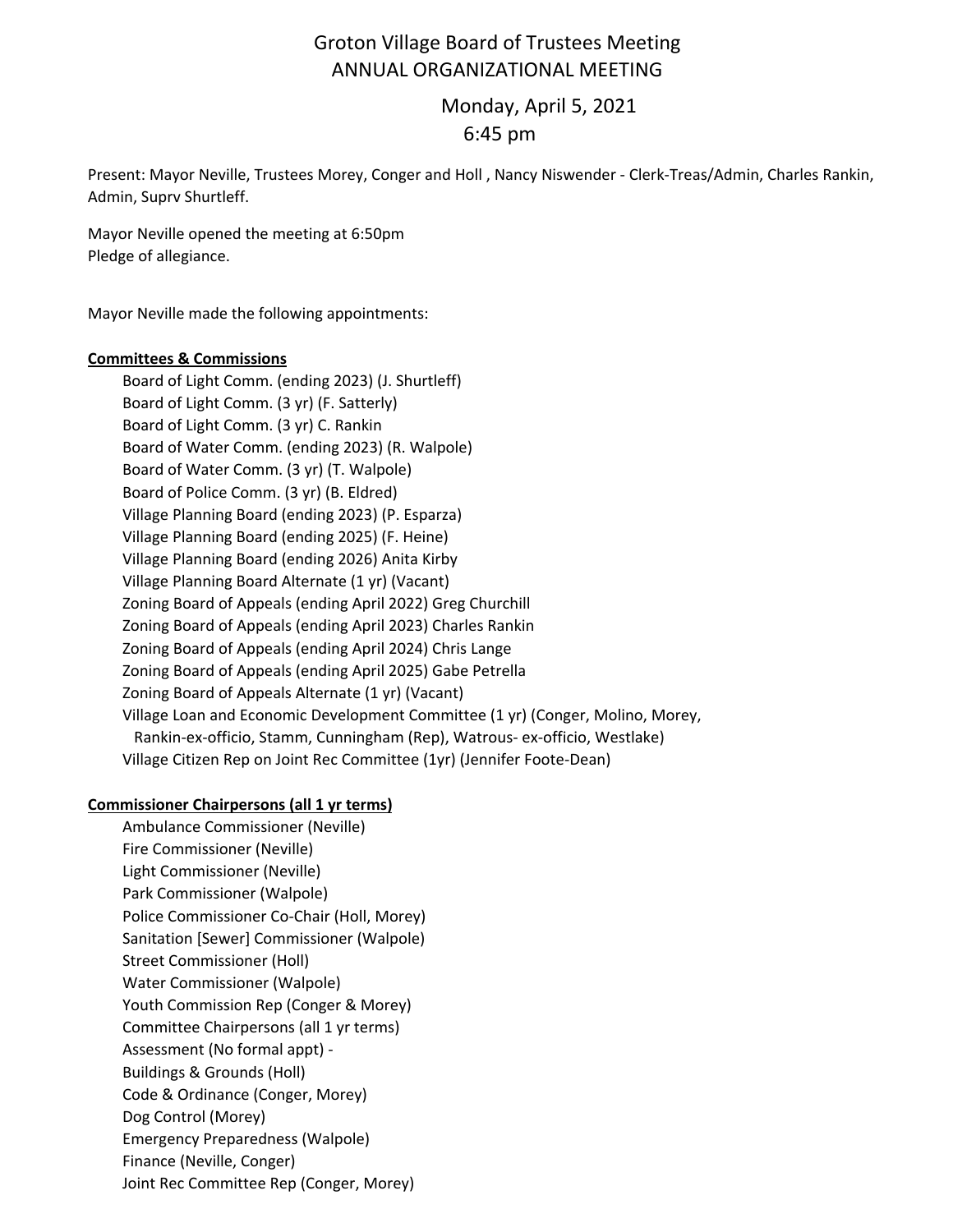# Groton Village Board of Trustees Meeting
## ANNUAL ORGANIZATIONAL MEETING

### Monday, April 5, 2021
### 6:45 pm

Present: Mayor Neville, Trustees Morey, Conger and Holl , Nancy Niswender - Clerk-Treas/Admin, Charles Rankin, Admin, Suprv Shurtleff.

Mayor Neville opened the meeting at 6:50pm
Pledge of allegiance.

Mayor Neville made the following appointments:

**Committees & Commissions**

- Board of Light Comm. (ending 2023) (J. Shurtleff)
- Board of Light Comm. (3 yr) (F. Satterly)
- Board of Light Comm. (3 yr) C. Rankin
- Board of Water Comm. (ending 2023) (R. Walpole)
- Board of Water Comm. (3 yr) (T. Walpole)
- Board of Police Comm. (3 yr) (B. Eldred)
- Village Planning Board (ending 2023) (P. Esparza)
- Village Planning Board (ending 2025) (F. Heine)
- Village Planning Board (ending 2026) Anita Kirby
- Village Planning Board Alternate (1 yr) (Vacant)
- Zoning Board of Appeals (ending April 2022) Greg Churchill
- Zoning Board of Appeals (ending April 2023) Charles Rankin
- Zoning Board of Appeals (ending April 2024) Chris Lange
- Zoning Board of Appeals (ending April 2025) Gabe Petrella
- Zoning Board of Appeals Alternate (1 yr) (Vacant)
- Village Loan and Economic Development Committee (1 yr) (Conger, Molino, Morey, Rankin-ex-officio, Stamm, Cunningham (Rep), Watrous- ex-officio, Westlake)
- Village Citizen Rep on Joint Rec Committee (1yr) (Jennifer Foote-Dean)

**Commissioner Chairpersons (all 1 yr terms)**

- Ambulance Commissioner (Neville)
- Fire Commissioner (Neville)
- Light Commissioner (Neville)
- Park Commissioner (Walpole)
- Police Commissioner Co-Chair (Holl, Morey)
- Sanitation [Sewer] Commissioner (Walpole)
- Street Commissioner (Holl)
- Water Commissioner (Walpole)
- Youth Commission Rep (Conger & Morey)
- Committee Chairpersons (all 1 yr terms)
- Assessment (No formal appt) -
- Buildings & Grounds (Holl)
- Code & Ordinance (Conger, Morey)
- Dog Control (Morey)
- Emergency Preparedness (Walpole)
- Finance (Neville, Conger)
- Joint Rec Committee Rep (Conger, Morey)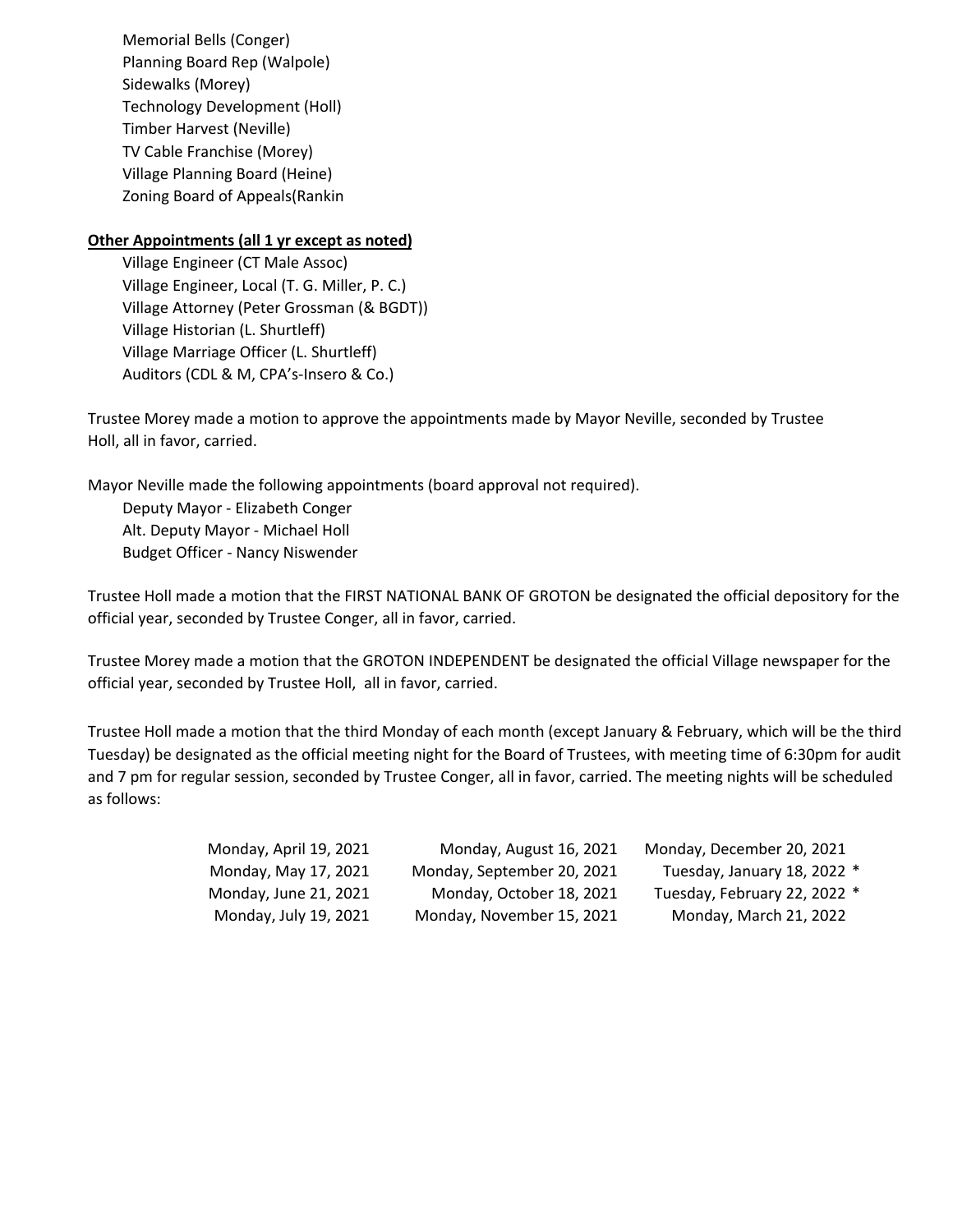Memorial Bells (Conger)
Planning Board Rep (Walpole)
Sidewalks (Morey)
Technology Development (Holl)
Timber Harvest (Neville)
TV Cable Franchise (Morey)
Village Planning Board (Heine)
Zoning Board of Appeals(Rankin

**<u>Other Appointments (all 1 yr except as noted)</u>**

Village Engineer (CT Male Assoc)
Village Engineer, Local (T. G. Miller, P. C.)
Village Attorney (Peter Grossman (& BGDT))
Village Historian (L. Shurtleff)
Village Marriage Officer (L. Shurtleff)
Auditors (CDL & M, CPA's-Insero & Co.)

Trustee Morey made a motion to approve the appointments made by Mayor Neville, seconded by Trustee Holl, all in favor, carried.

Mayor Neville made the following appointments (board approval not required).

Deputy Mayor - Elizabeth Conger
Alt. Deputy Mayor - Michael Holl
Budget Officer - Nancy Niswender

Trustee Holl made a motion that the FIRST NATIONAL BANK OF GROTON be designated the official depository for the official year, seconded by Trustee Conger, all in favor, carried.

Trustee Morey made a motion that the GROTON INDEPENDENT be designated the official Village newspaper for the official year, seconded by Trustee Holl, all in favor, carried.

Trustee Holl made a motion that the third Monday of each month (except January & February, which will be the third Tuesday) be designated as the official meeting night for the Board of Trustees, with meeting time of 6:30pm for audit and 7 pm for regular session, seconded by Trustee Conger, all in favor, carried. The meeting nights will be scheduled as follows:

| | | |
|---|---|---|
| Monday, April 19, 2021 | Monday, August 16, 2021 | Monday, December 20, 2021 |
| Monday, May 17, 2021 | Monday, September 20, 2021 | Tuesday, January 18, 2022 * |
| Monday, June 21, 2021 | Monday, October 18, 2021 | Tuesday, February 22, 2022 * |
| Monday, July 19, 2021 | Monday, November 15, 2021 | Monday, March 21, 2022 |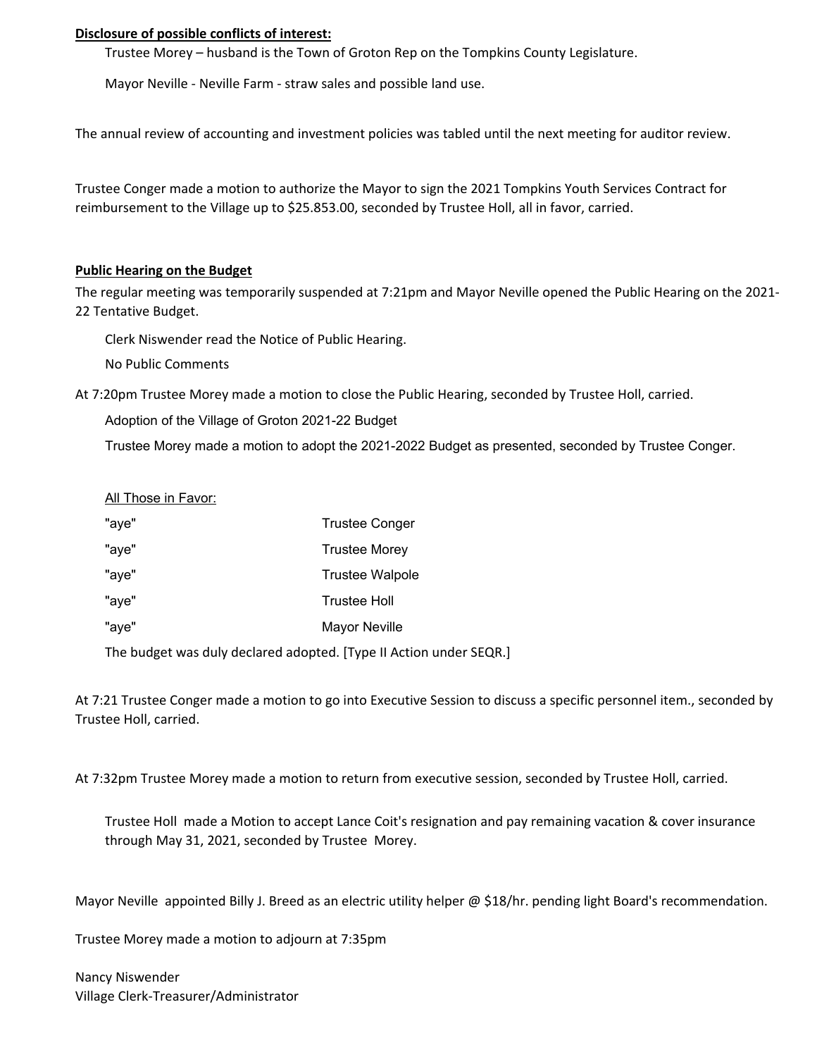**Disclosure of possible conflicts of interest:**

Trustee Morey – husband is the Town of Groton Rep on the Tompkins County Legislature.

Mayor Neville - Neville Farm - straw sales and possible land use.

The annual review of accounting and investment policies was tabled until the next meeting for auditor review.

Trustee Conger made a motion to authorize the Mayor to sign the 2021 Tompkins Youth Services Contract for reimbursement to the Village up to $25.853.00, seconded by Trustee Holl, all in favor, carried.

**Public Hearing on the Budget**

The regular meeting was temporarily suspended at 7:21pm and Mayor Neville opened the Public Hearing on the 2021-22 Tentative Budget.

Clerk Niswender read the Notice of Public Hearing.

No Public Comments

At 7:20pm Trustee Morey made a motion to close the Public Hearing, seconded by Trustee Holl, carried.

Adoption of the Village of Groton 2021-22 Budget

Trustee Morey made a motion to adopt the 2021-2022 Budget as presented, seconded by Trustee Conger.

All Those in Favor:

| | |
|---|---|
| "aye" | Trustee Conger |
| "aye" | Trustee Morey |
| "aye" | Trustee Walpole |
| "aye" | Trustee Holl |
| "aye" | Mayor Neville |

The budget was duly declared adopted. [Type II Action under SEQR.]

At 7:21 Trustee Conger made a motion to go into Executive Session to discuss a specific personnel item., seconded by Trustee Holl, carried.

At 7:32pm Trustee Morey made a motion to return from executive session, seconded by Trustee Holl, carried.

Trustee Holl made a Motion to accept Lance Coit's resignation and pay remaining vacation & cover insurance through May 31, 2021, seconded by Trustee Morey.

Mayor Neville appointed Billy J. Breed as an electric utility helper @ $18/hr. pending light Board's recommendation.

Trustee Morey made a motion to adjourn at 7:35pm

Nancy Niswender
Village Clerk-Treasurer/Administrator